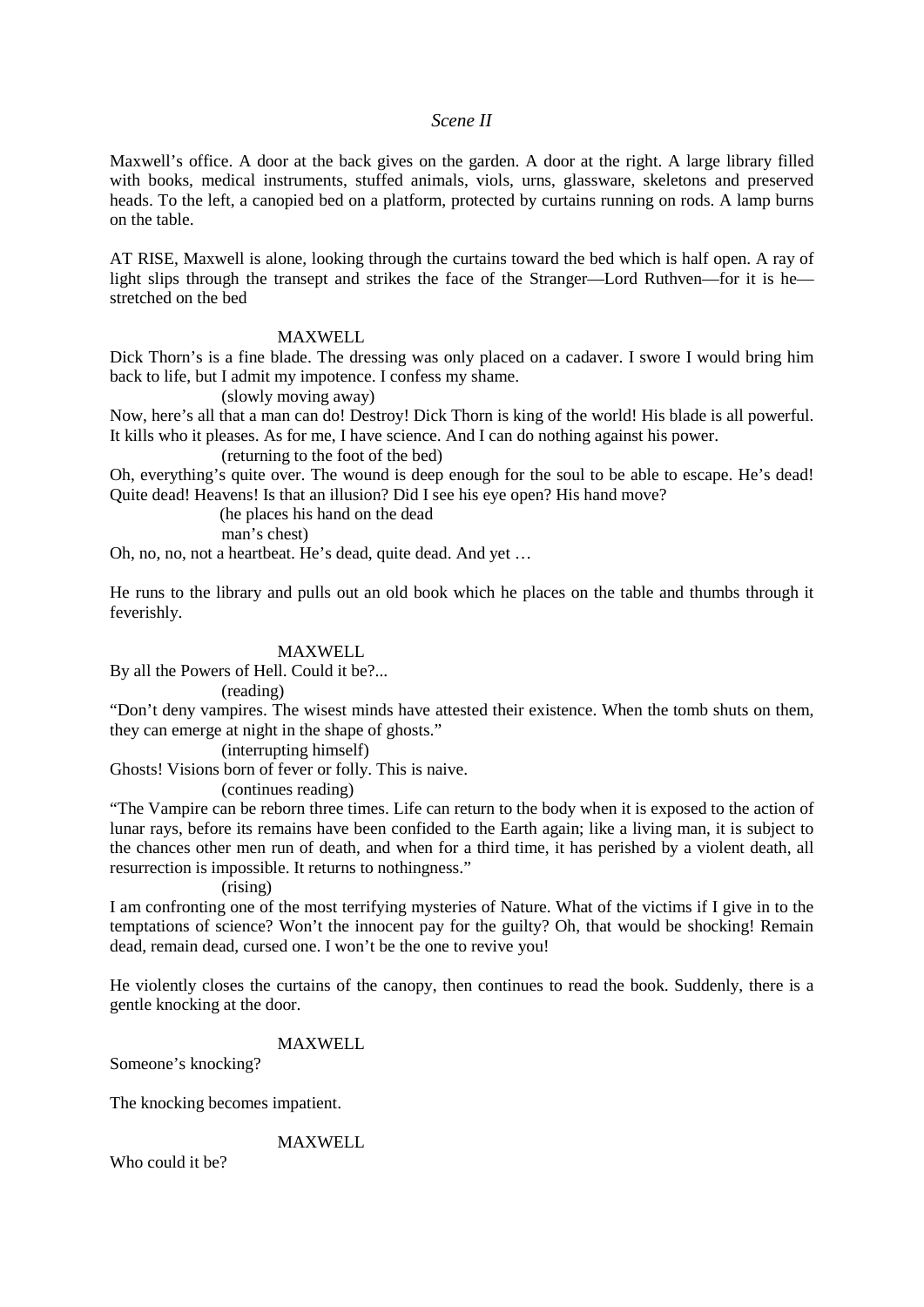*Scene II*

Maxwell's office. A door at the back gives on the garden. A door at the right. A large library filled with books, medical instruments, stuffed animals, viols, urns, glassware, skeletons and preserved heads. To the left, a canopied bed on a platform, protected by curtains running on rods. A lamp burns on the table.

AT RISE, Maxwell is alone, looking through the curtains toward the bed which is half open. A ray of light slips through the transept and strikes the face of the Stranger—Lord Ruthven—for it is he—stretched on the bed

MAXWELL

Dick Thorn's is a fine blade. The dressing was only placed on a cadaver. I swore I would bring him back to life, but I admit my impotence. I confess my shame.

(slowly moving away)

Now, here's all that a man can do! Destroy! Dick Thorn is king of the world! His blade is all powerful. It kills who it pleases. As for me, I have science. And I can do nothing against his power.

(returning to the foot of the bed)

Oh, everything's quite over. The wound is deep enough for the soul to be able to escape. He's dead! Quite dead! Heavens! Is that an illusion? Did I see his eye open? His hand move?

(he places his hand on the dead man's chest)

Oh, no, no, not a heartbeat. He's dead, quite dead. And yet …

He runs to the library and pulls out an old book which he places on the table and thumbs through it feverishly.

MAXWELL

By all the Powers of Hell. Could it be?...

(reading)

"Don't deny vampires. The wisest minds have attested their existence. When the tomb shuts on them, they can emerge at night in the shape of ghosts."

(interrupting himself)

Ghosts! Visions born of fever or folly. This is naive.

(continues reading)

"The Vampire can be reborn three times. Life can return to the body when it is exposed to the action of lunar rays, before its remains have been confided to the Earth again; like a living man, it is subject to the chances other men run of death, and when for a third time, it has perished by a violent death, all resurrection is impossible. It returns to nothingness."

(rising)

I am confronting one of the most terrifying mysteries of Nature. What of the victims if I give in to the temptations of science? Won't the innocent pay for the guilty? Oh, that would be shocking! Remain dead, remain dead, cursed one. I won't be the one to revive you!

He violently closes the curtains of the canopy, then continues to read the book. Suddenly, there is a gentle knocking at the door.

MAXWELL

Someone's knocking?

The knocking becomes impatient.

MAXWELL

Who could it be?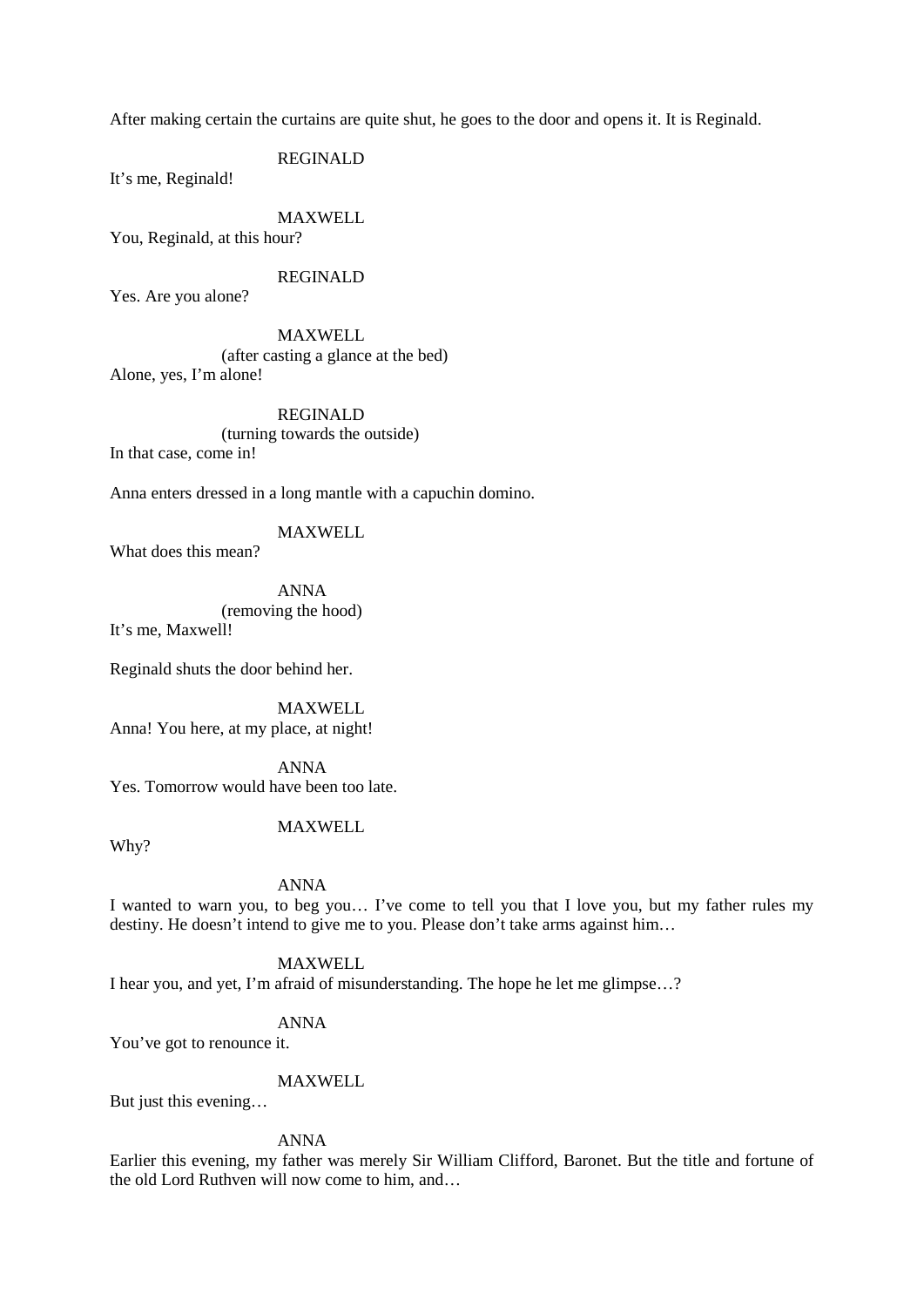After making certain the curtains are quite shut, he goes to the door and opens it. It is Reginald.

REGINALD

It's me, Reginald!

MAXWELL

You, Reginald, at this hour?

REGINALD

Yes. Are you alone?

MAXWELL

(after casting a glance at the bed)

Alone, yes, I'm alone!

REGINALD

(turning towards the outside)

In that case, come in!

Anna enters dressed in a long mantle with a capuchin domino.

MAXWELL

What does this mean?

ANNA

(removing the hood)

It's me, Maxwell!

Reginald shuts the door behind her.

MAXWELL

Anna! You here, at my place, at night!

ANNA

Yes. Tomorrow would have been too late.

MAXWELL

Why?

ANNA

I wanted to warn you, to beg you… I've come to tell you that I love you, but my father rules my destiny. He doesn't intend to give me to you. Please don't take arms against him…

MAXWELL

I hear you, and yet, I'm afraid of misunderstanding. The hope he let me glimpse…?

ANNA

You've got to renounce it.

MAXWELL

But just this evening…

ANNA

Earlier this evening, my father was merely Sir William Clifford, Baronet. But the title and fortune of the old Lord Ruthven will now come to him, and…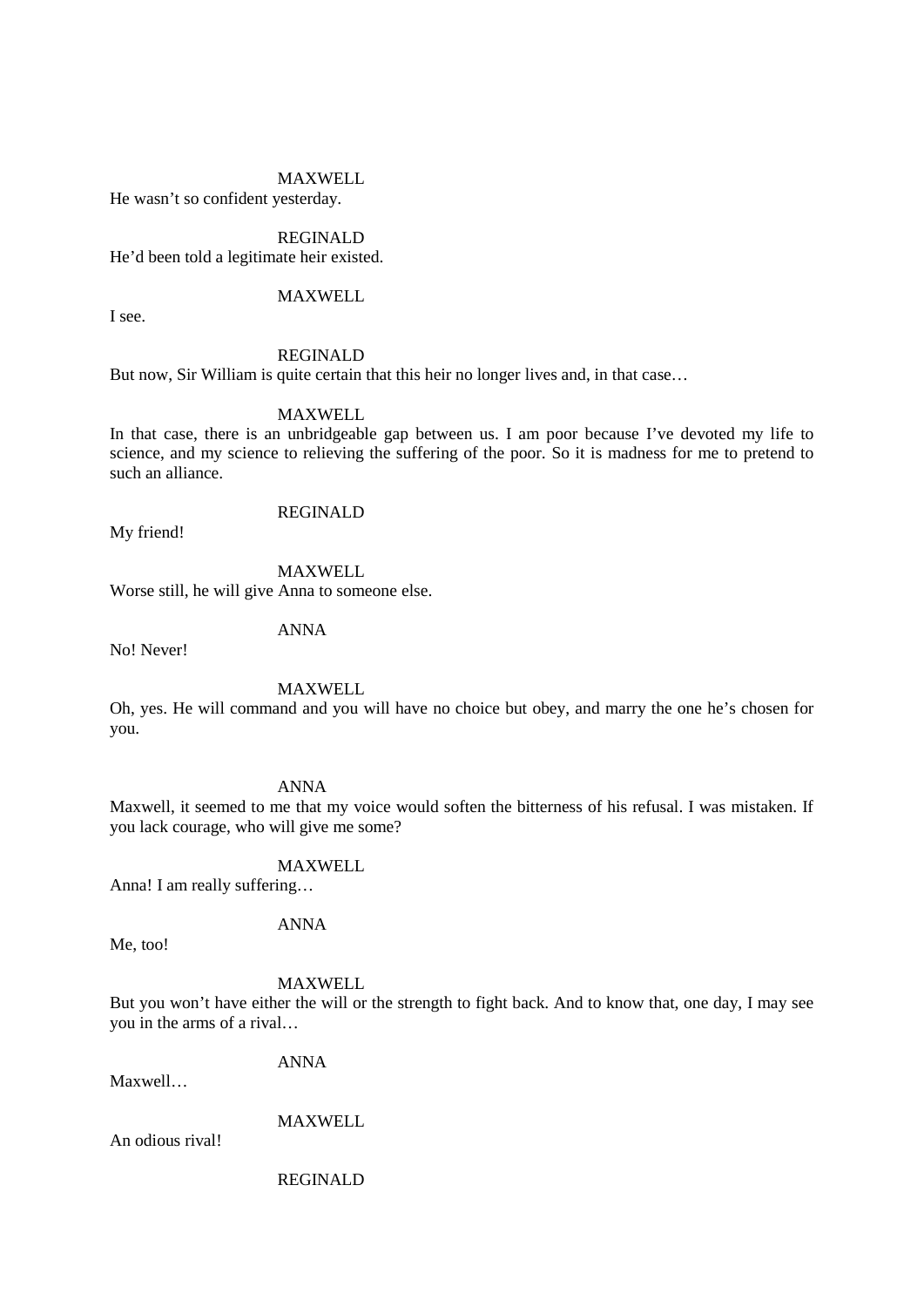MAXWELL

He wasn't so confident yesterday.

REGINALD

He'd been told a legitimate heir existed.

MAXWELL

I see.

REGINALD

But now, Sir William is quite certain that this heir no longer lives and, in that case…

MAXWELL

In that case, there is an unbridgeable gap between us. I am poor because I've devoted my life to science, and my science to relieving the suffering of the poor. So it is madness for me to pretend to such an alliance.

REGINALD

My friend!

MAXWELL

Worse still, he will give Anna to someone else.

ANNA

No! Never!

MAXWELL

Oh, yes. He will command and you will have no choice but obey, and marry the one he's chosen for you.

ANNA

Maxwell, it seemed to me that my voice would soften the bitterness of his refusal. I was mistaken. If you lack courage, who will give me some?

MAXWELL

Anna! I am really suffering…

ANNA

Me, too!

MAXWELL

But you won't have either the will or the strength to fight back. And to know that, one day, I may see you in the arms of a rival…

ANNA

Maxwell…

MAXWELL

An odious rival!

REGINALD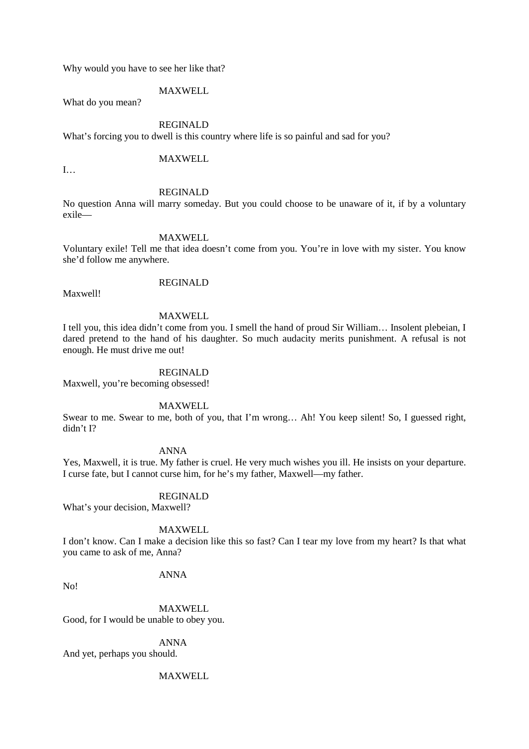Why would you have to see her like that?

MAXWELL

What do you mean?

REGINALD

What's forcing you to dwell is this country where life is so painful and sad for you?

MAXWELL

I…

REGINALD

No question Anna will marry someday. But you could choose to be unaware of it, if by a voluntary exile—

MAXWELL

Voluntary exile! Tell me that idea doesn't come from you. You're in love with my sister. You know she'd follow me anywhere.

REGINALD

Maxwell!

MAXWELL

I tell you, this idea didn't come from you. I smell the hand of proud Sir William… Insolent plebeian, I dared pretend to the hand of his daughter. So much audacity merits punishment. A refusal is not enough. He must drive me out!

REGINALD

Maxwell, you're becoming obsessed!

MAXWELL

Swear to me. Swear to me, both of you, that I'm wrong… Ah! You keep silent! So, I guessed right, didn't I?

ANNA

Yes, Maxwell, it is true. My father is cruel. He very much wishes you ill. He insists on your departure. I curse fate, but I cannot curse him, for he's my father, Maxwell—my father.

REGINALD

What's your decision, Maxwell?

MAXWELL

I don't know. Can I make a decision like this so fast? Can I tear my love from my heart? Is that what you came to ask of me, Anna?

ANNA

No!

MAXWELL

Good, for I would be unable to obey you.

ANNA

And yet, perhaps you should.

MAXWELL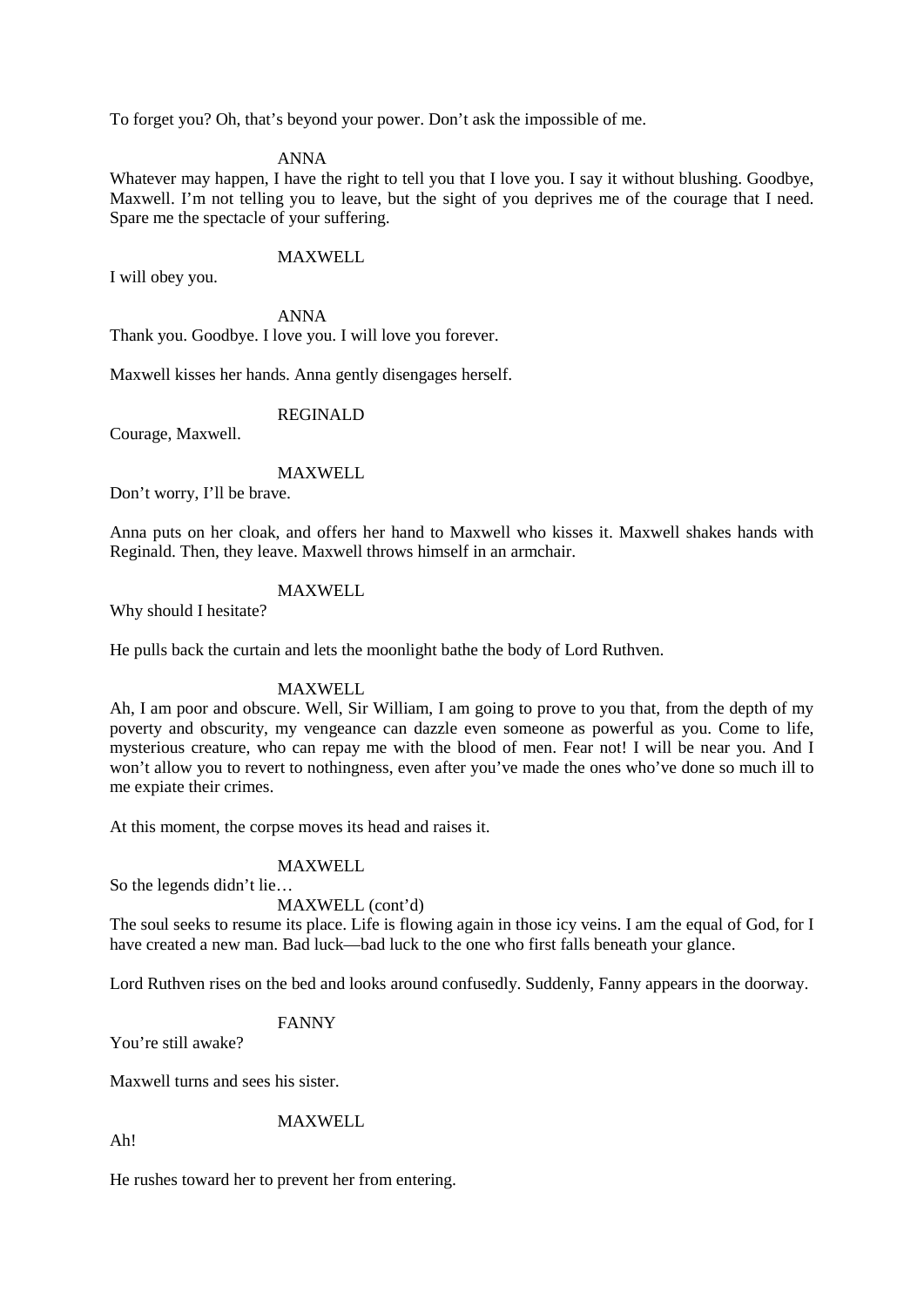To forget you? Oh, that's beyond your power. Don't ask the impossible of me.

ANNA

Whatever may happen, I have the right to tell you that I love you. I say it without blushing. Goodbye, Maxwell. I'm not telling you to leave, but the sight of you deprives me of the courage that I need. Spare me the spectacle of your suffering.

MAXWELL

I will obey you.

ANNA

Thank you. Goodbye. I love you. I will love you forever.

Maxwell kisses her hands. Anna gently disengages herself.

REGINALD

Courage, Maxwell.

MAXWELL

Don't worry, I'll be brave.

Anna puts on her cloak, and offers her hand to Maxwell who kisses it. Maxwell shakes hands with Reginald. Then, they leave. Maxwell throws himself in an armchair.

MAXWELL

Why should I hesitate?

He pulls back the curtain and lets the moonlight bathe the body of Lord Ruthven.

MAXWELL

Ah, I am poor and obscure. Well, Sir William, I am going to prove to you that, from the depth of my poverty and obscurity, my vengeance can dazzle even someone as powerful as you. Come to life, mysterious creature, who can repay me with the blood of men. Fear not! I will be near you. And I won't allow you to revert to nothingness, even after you've made the ones who've done so much ill to me expiate their crimes.

At this moment, the corpse moves its head and raises it.

MAXWELL

So the legends didn't lie…

MAXWELL (cont'd)

The soul seeks to resume its place. Life is flowing again in those icy veins. I am the equal of God, for I have created a new man. Bad luck—bad luck to the one who first falls beneath your glance.

Lord Ruthven rises on the bed and looks around confusedly. Suddenly, Fanny appears in the doorway.

FANNY

You're still awake?

Maxwell turns and sees his sister.

MAXWELL

Ah!

He rushes toward her to prevent her from entering.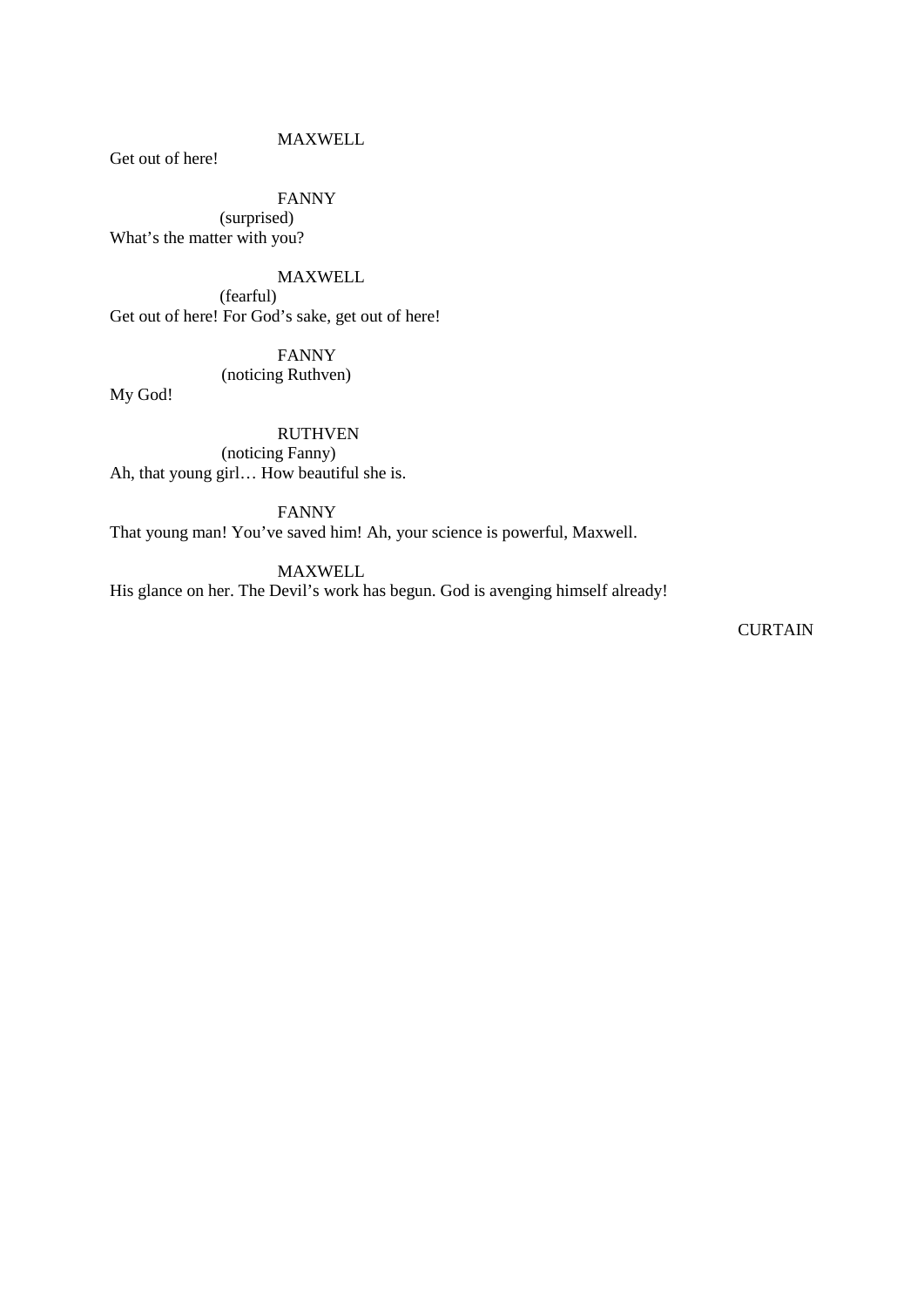MAXWELL

Get out of here!

FANNY

(surprised)

What's the matter with you?

MAXWELL

(fearful)

Get out of here! For God's sake, get out of here!

FANNY

(noticing Ruthven)

My God!

RUTHVEN

(noticing Fanny)

Ah, that young girl… How beautiful she is.

FANNY

That young man! You've saved him! Ah, your science is powerful, Maxwell.

MAXWELL

His glance on her. The Devil's work has begun. God is avenging himself already!

CURTAIN